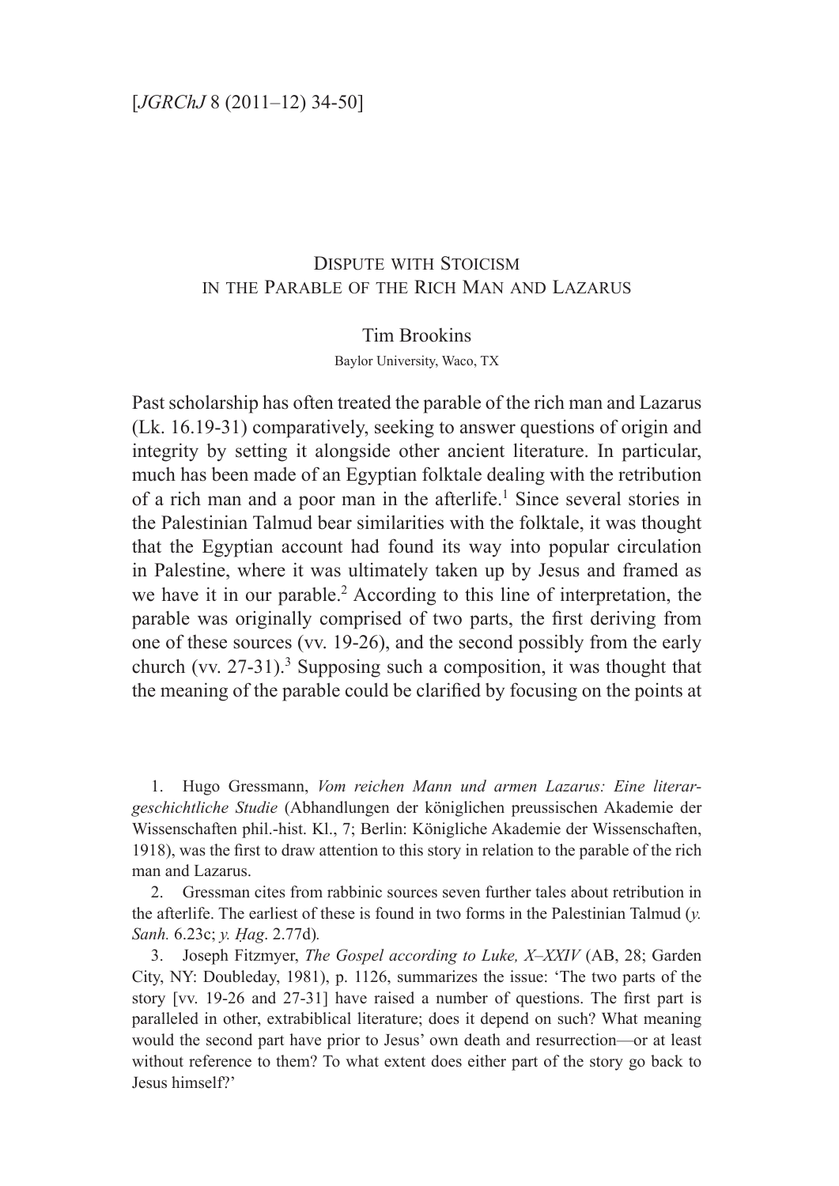# Dispute with Stoicism in the Parable of the Rich Man and Lazarus

Tim Brookins

Baylor University, Waco, TX

Past scholarship has often treated the parable of the rich man and Lazarus (Lk. 16.19-31) comparatively, seeking to answer questions of origin and integrity by setting it alongside other ancient literature. In particular, much has been made of an Egyptian folktale dealing with the retribution of a rich man and a poor man in the afterlife.[1] Since several stories in the Palestinian Talmud bear similarities with the folktale, it was thought that the Egyptian account had found its way into popular circulation in Palestine, where it was ultimately taken up by Jesus and framed as we have it in our parable.[2] According to this line of interpretation, the parable was originally comprised of two parts, the first deriving from one of these sources (vv. 19-26), and the second possibly from the early church (vv. 27-31).[3] Supposing such a composition, it was thought that the meaning of the parable could be clarified by focusing on the points at

1. Hugo Gressmann, *Vom reichen Mann und armen Lazarus: Eine literargeschichtliche Studie* (Abhandlungen der königlichen preussischen Akademie der Wissenschaften phil.-hist. Kl., 7; Berlin: Königliche Akademie der Wissenschaften, 1918), was the first to draw attention to this story in relation to the parable of the rich man and Lazarus.

2. Gressman cites from rabbinic sources seven further tales about retribution in the afterlife. The earliest of these is found in two forms in the Palestinian Talmud (*y. Sanh.* 6.23c; *y. Ḥag*. 2.77d).

3. Joseph Fitzmyer, *The Gospel according to Luke, X–XXIV* (AB, 28; Garden City, NY: Doubleday, 1981), p. 1126, summarizes the issue: 'The two parts of the story [vv. 19-26 and 27-31] have raised a number of questions. The first part is paralleled in other, extrabiblical literature; does it depend on such? What meaning would the second part have prior to Jesus' own death and resurrection—or at least without reference to them? To what extent does either part of the story go back to Jesus himself?'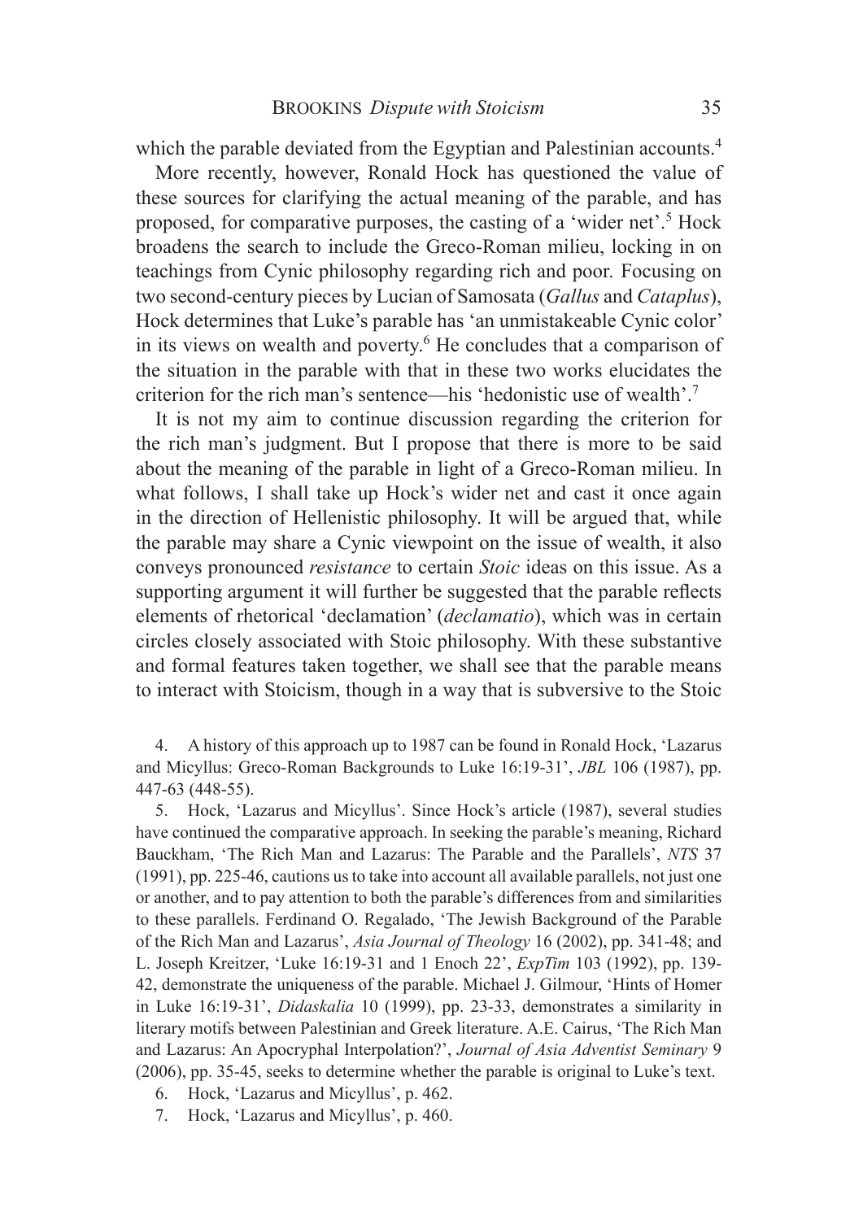which the parable deviated from the Egyptian and Palestinian accounts.[4]

More recently, however, Ronald Hock has questioned the value of these sources for clarifying the actual meaning of the parable, and has proposed, for comparative purposes, the casting of a 'wider net'.[5] Hock broadens the search to include the Greco-Roman milieu, locking in on teachings from Cynic philosophy regarding rich and poor. Focusing on two second-century pieces by Lucian of Samosata (*Gallus* and *Cataplus*), Hock determines that Luke's parable has 'an unmistakeable Cynic color' in its views on wealth and poverty.[6] He concludes that a comparison of the situation in the parable with that in these two works elucidates the criterion for the rich man's sentence—his 'hedonistic use of wealth'.[7]

It is not my aim to continue discussion regarding the criterion for the rich man's judgment. But I propose that there is more to be said about the meaning of the parable in light of a Greco-Roman milieu. In what follows, I shall take up Hock's wider net and cast it once again in the direction of Hellenistic philosophy. It will be argued that, while the parable may share a Cynic viewpoint on the issue of wealth, it also conveys pronounced *resistance* to certain *Stoic* ideas on this issue. As a supporting argument it will further be suggested that the parable reflects elements of rhetorical 'declamation' (*declamatio*), which was in certain circles closely associated with Stoic philosophy. With these substantive and formal features taken together, we shall see that the parable means to interact with Stoicism, though in a way that is subversive to the Stoic

4. A history of this approach up to 1987 can be found in Ronald Hock, 'Lazarus and Micyllus: Greco-Roman Backgrounds to Luke 16:19-31', *JBL* 106 (1987), pp. 447-63 (448-55).

5. Hock, 'Lazarus and Micyllus'. Since Hock's article (1987), several studies have continued the comparative approach. In seeking the parable's meaning, Richard Bauckham, 'The Rich Man and Lazarus: The Parable and the Parallels', *NTS* 37 (1991), pp. 225-46, cautions us to take into account all available parallels, not just one or another, and to pay attention to both the parable's differences from and similarities to these parallels. Ferdinand O. Regalado, 'The Jewish Background of the Parable of the Rich Man and Lazarus', *Asia Journal of Theology* 16 (2002), pp. 341-48; and L. Joseph Kreitzer, 'Luke 16:19-31 and 1 Enoch 22', *ExpTim* 103 (1992), pp. 139-42, demonstrate the uniqueness of the parable. Michael J. Gilmour, 'Hints of Homer in Luke 16:19-31', *Didaskalia* 10 (1999), pp. 23-33, demonstrates a similarity in literary motifs between Palestinian and Greek literature. A.E. Cairus, 'The Rich Man and Lazarus: An Apocryphal Interpolation?', *Journal of Asia Adventist Seminary* 9 (2006), pp. 35-45, seeks to determine whether the parable is original to Luke's text.

6. Hock, 'Lazarus and Micyllus', p. 462.

7. Hock, 'Lazarus and Micyllus', p. 460.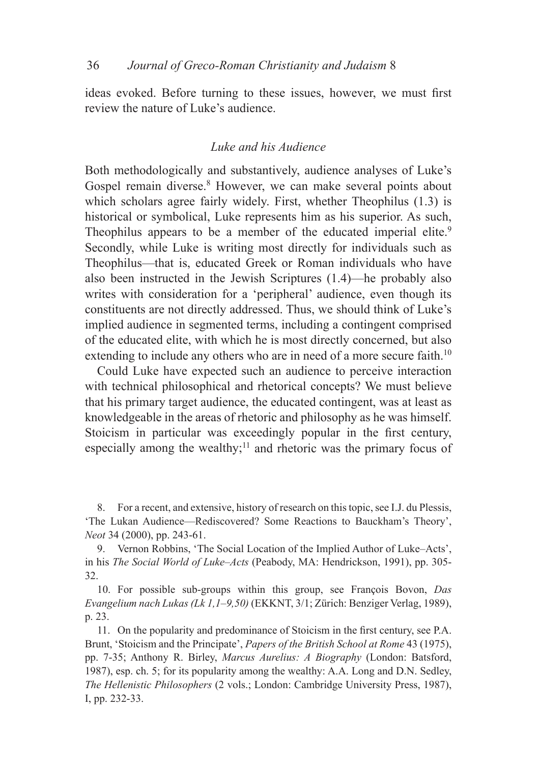ideas evoked. Before turning to these issues, however, we must first review the nature of Luke's audience.

### *Luke and his Audience*

Both methodologically and substantively, audience analyses of Luke's Gospel remain diverse.[8] However, we can make several points about which scholars agree fairly widely. First, whether Theophilus (1.3) is historical or symbolical, Luke represents him as his superior. As such, Theophilus appears to be a member of the educated imperial elite.[9] Secondly, while Luke is writing most directly for individuals such as Theophilus—that is, educated Greek or Roman individuals who have also been instructed in the Jewish Scriptures (1.4)—he probably also writes with consideration for a 'peripheral' audience, even though its constituents are not directly addressed. Thus, we should think of Luke's implied audience in segmented terms, including a contingent comprised of the educated elite, with which he is most directly concerned, but also extending to include any others who are in need of a more secure faith.[10]

Could Luke have expected such an audience to perceive interaction with technical philosophical and rhetorical concepts? We must believe that his primary target audience, the educated contingent, was at least as knowledgeable in the areas of rhetoric and philosophy as he was himself. Stoicism in particular was exceedingly popular in the first century, especially among the wealthy;[11] and rhetoric was the primary focus of

8. For a recent, and extensive, history of research on this topic, see I.J. du Plessis, 'The Lukan Audience—Rediscovered? Some Reactions to Bauckham's Theory', *Neot* 34 (2000), pp. 243-61.

9. Vernon Robbins, 'The Social Location of the Implied Author of Luke–Acts', in his *The Social World of Luke–Acts* (Peabody, MA: Hendrickson, 1991), pp. 305-32.

10. For possible sub-groups within this group, see François Bovon, *Das Evangelium nach Lukas (Lk 1,1–9,50)* (EKKNT, 3/1; Zürich: Benziger Verlag, 1989), p. 23.

11. On the popularity and predominance of Stoicism in the first century, see P.A. Brunt, 'Stoicism and the Principate', *Papers of the British School at Rome* 43 (1975), pp. 7-35; Anthony R. Birley, *Marcus Aurelius: A Biography* (London: Batsford, 1987), esp. ch. 5; for its popularity among the wealthy: A.A. Long and D.N. Sedley, *The Hellenistic Philosophers* (2 vols.; London: Cambridge University Press, 1987), I, pp. 232-33.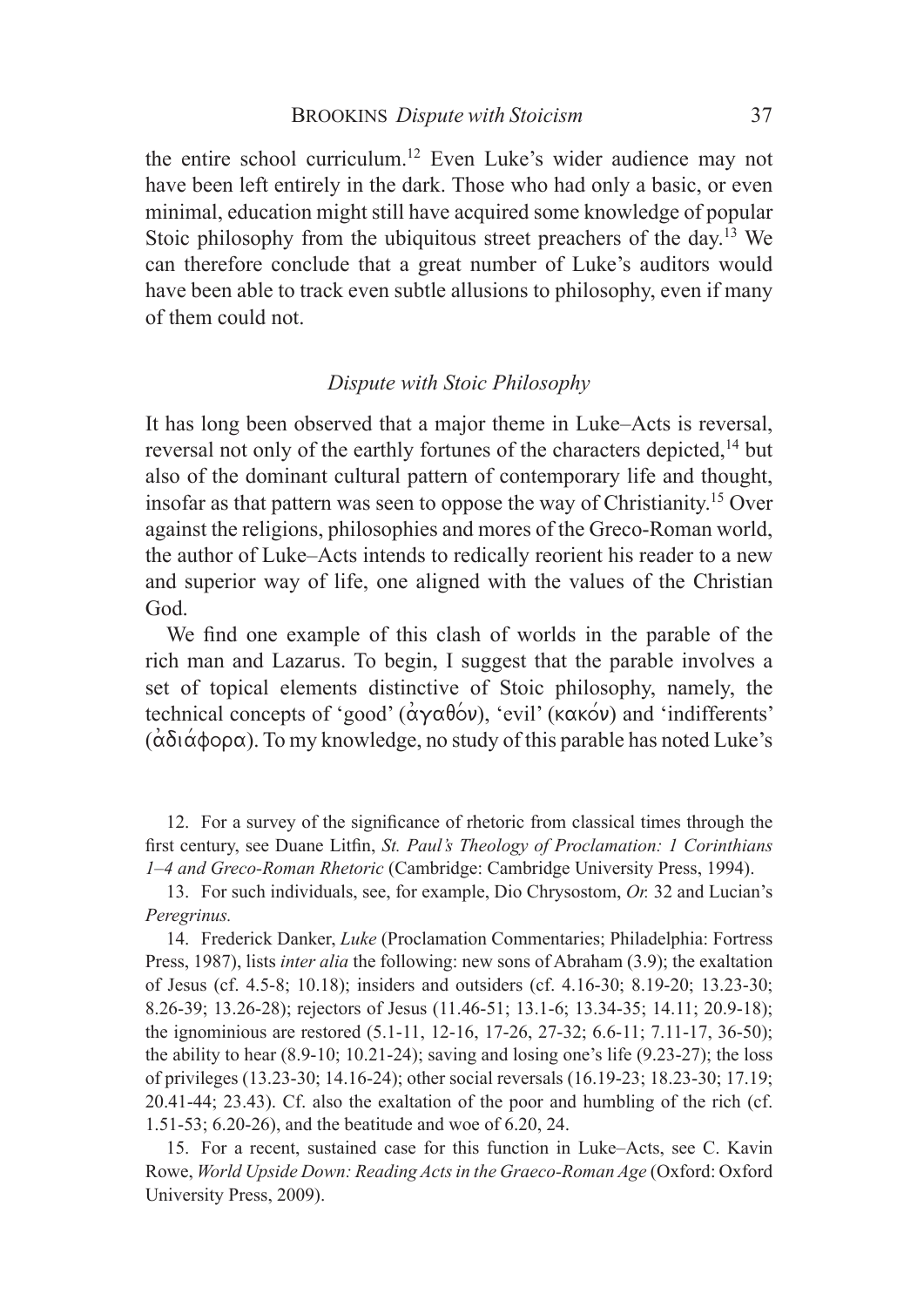the entire school curriculum.[12] Even Luke's wider audience may not have been left entirely in the dark. Those who had only a basic, or even minimal, education might still have acquired some knowledge of popular Stoic philosophy from the ubiquitous street preachers of the day.[13] We can therefore conclude that a great number of Luke's auditors would have been able to track even subtle allusions to philosophy, even if many of them could not.

### *Dispute with Stoic Philosophy*

It has long been observed that a major theme in Luke–Acts is reversal, reversal not only of the earthly fortunes of the characters depicted,[14] but also of the dominant cultural pattern of contemporary life and thought, insofar as that pattern was seen to oppose the way of Christianity.[15] Over against the religions, philosophies and mores of the Greco-Roman world, the author of Luke–Acts intends to redically reorient his reader to a new and superior way of life, one aligned with the values of the Christian God.

We find one example of this clash of worlds in the parable of the rich man and Lazarus. To begin, I suggest that the parable involves a set of topical elements distinctive of Stoic philosophy, namely, the technical concepts of 'good' (ἀγαθόν), 'evil' (κακόν) and 'indifferents' (ἀδιάφορα). To my knowledge, no study of this parable has noted Luke's

12. For a survey of the significance of rhetoric from classical times through the first century, see Duane Litfin, *St. Paul's Theology of Proclamation: 1 Corinthians 1–4 and Greco-Roman Rhetoric* (Cambridge: Cambridge University Press, 1994).

13. For such individuals, see, for example, Dio Chrysostom, *Or.* 32 and Lucian's *Peregrinus.*

14. Frederick Danker, *Luke* (Proclamation Commentaries; Philadelphia: Fortress Press, 1987), lists *inter alia* the following: new sons of Abraham (3.9); the exaltation of Jesus (cf. 4.5-8; 10.18); insiders and outsiders (cf. 4.16-30; 8.19-20; 13.23-30; 8.26-39; 13.26-28); rejectors of Jesus (11.46-51; 13.1-6; 13.34-35; 14.11; 20.9-18); the ignominious are restored (5.1-11, 12-16, 17-26, 27-32; 6.6-11; 7.11-17, 36-50); the ability to hear (8.9-10; 10.21-24); saving and losing one's life (9.23-27); the loss of privileges (13.23-30; 14.16-24); other social reversals (16.19-23; 18.23-30; 17.19; 20.41-44; 23.43). Cf. also the exaltation of the poor and humbling of the rich (cf. 1.51-53; 6.20-26), and the beatitude and woe of 6.20, 24.

15. For a recent, sustained case for this function in Luke–Acts, see C. Kavin Rowe, *World Upside Down: Reading Acts in the Graeco-Roman Age* (Oxford: Oxford University Press, 2009).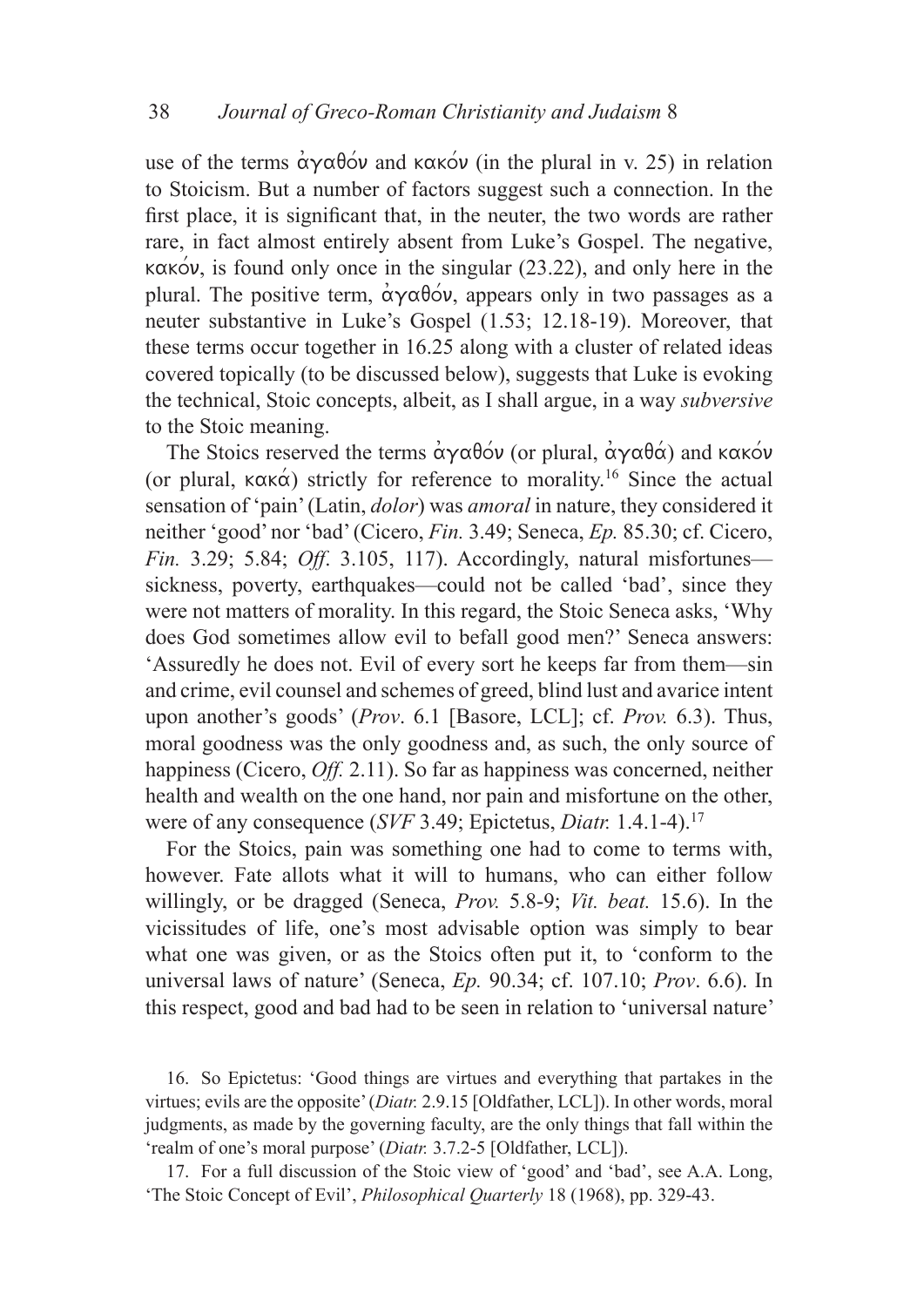use of the terms ἀγαθόν and κακόν (in the plural in v. 25) in relation to Stoicism. But a number of factors suggest such a connection. In the first place, it is significant that, in the neuter, the two words are rather rare, in fact almost entirely absent from Luke's Gospel. The negative, κακόν, is found only once in the singular (23.22), and only here in the plural. The positive term, ἀγαθόν, appears only in two passages as a neuter substantive in Luke's Gospel (1.53; 12.18-19). Moreover, that these terms occur together in 16.25 along with a cluster of related ideas covered topically (to be discussed below), suggests that Luke is evoking the technical, Stoic concepts, albeit, as I shall argue, in a way *subversive* to the Stoic meaning.

The Stoics reserved the terms ἀγαθόν (or plural, ἀγαθά) and κακόν (or plural, κακά) strictly for reference to morality.[16] Since the actual sensation of 'pain' (Latin, *dolor*) was *amoral* in nature, they considered it neither 'good' nor 'bad' (Cicero, *Fin.* 3.49; Seneca, *Ep.* 85.30; cf. Cicero, *Fin.* 3.29; 5.84; *Off*. 3.105, 117). Accordingly, natural misfortunes—sickness, poverty, earthquakes—could not be called 'bad', since they were not matters of morality. In this regard, the Stoic Seneca asks, 'Why does God sometimes allow evil to befall good men?' Seneca answers: 'Assuredly he does not. Evil of every sort he keeps far from them—sin and crime, evil counsel and schemes of greed, blind lust and avarice intent upon another's goods' (*Prov*. 6.1 [Basore, LCL]; cf. *Prov.* 6.3). Thus, moral goodness was the only goodness and, as such, the only source of happiness (Cicero, *Off.* 2.11). So far as happiness was concerned, neither health and wealth on the one hand, nor pain and misfortune on the other, were of any consequence (*SVF* 3.49; Epictetus, *Diatr.* 1.4.1-4).[17]

For the Stoics, pain was something one had to come to terms with, however. Fate allots what it will to humans, who can either follow willingly, or be dragged (Seneca, *Prov.* 5.8-9; *Vit. beat.* 15.6). In the vicissitudes of life, one's most advisable option was simply to bear what one was given, or as the Stoics often put it, to 'conform to the universal laws of nature' (Seneca, *Ep.* 90.34; cf. 107.10; *Prov*. 6.6). In this respect, good and bad had to be seen in relation to 'universal nature'

16. So Epictetus: 'Good things are virtues and everything that partakes in the virtues; evils are the opposite' (*Diatr.* 2.9.15 [Oldfather, LCL]). In other words, moral judgments, as made by the governing faculty, are the only things that fall within the 'realm of one's moral purpose' (*Diatr.* 3.7.2-5 [Oldfather, LCL]).

17. For a full discussion of the Stoic view of 'good' and 'bad', see A.A. Long, 'The Stoic Concept of Evil', *Philosophical Quarterly* 18 (1968), pp. 329-43.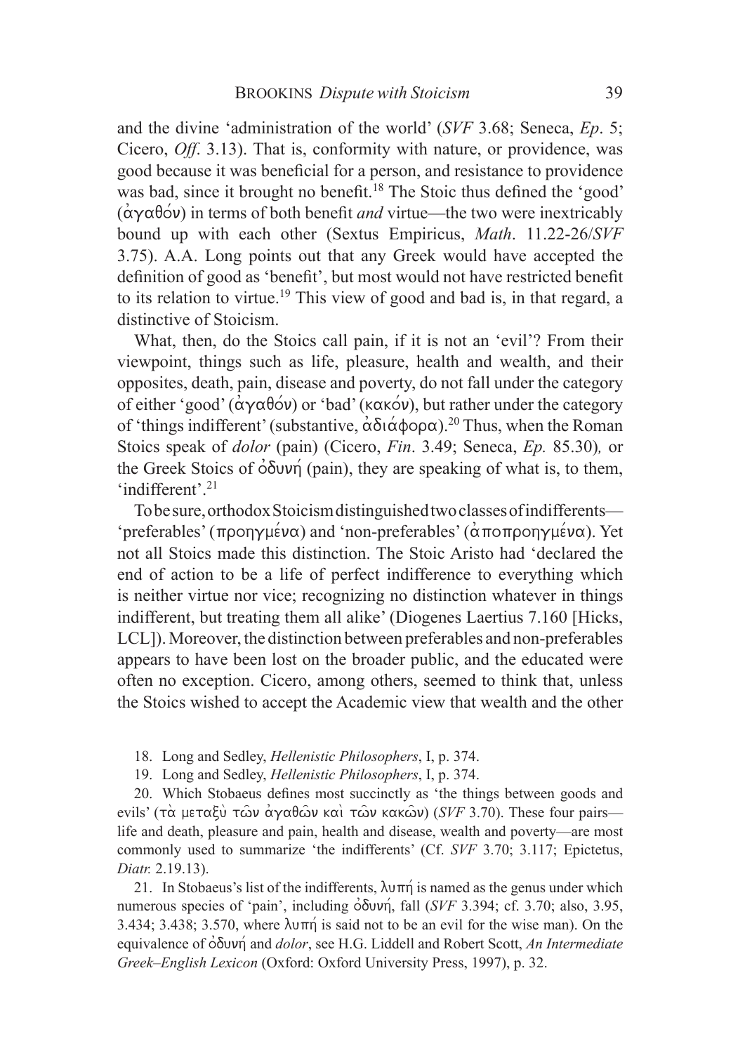and the divine 'administration of the world' (*SVF* 3.68; Seneca, *Ep*. 5; Cicero, *Off*. 3.13). That is, conformity with nature, or providence, was good because it was beneficial for a person, and resistance to providence was bad, since it brought no benefit.[18] The Stoic thus defined the 'good' (ἀγαθόν) in terms of both benefit *and* virtue—the two were inextricably bound up with each other (Sextus Empiricus, *Math*. 11.22-26/*SVF* 3.75). A.A. Long points out that any Greek would have accepted the definition of good as 'benefit', but most would not have restricted benefit to its relation to virtue.[19] This view of good and bad is, in that regard, a distinctive of Stoicism.

What, then, do the Stoics call pain, if it is not an 'evil'? From their viewpoint, things such as life, pleasure, health and wealth, and their opposites, death, pain, disease and poverty, do not fall under the category of either 'good' (ἀγαθόν) or 'bad' (κακόν), but rather under the category of 'things indifferent' (substantive, ἀδιάφορα).[20] Thus, when the Roman Stoics speak of *dolor* (pain) (Cicero, *Fin*. 3.49; Seneca, *Ep.* 85.30), or the Greek Stoics of ὀδυνή (pain), they are speaking of what is, to them, 'indifferent'.[21]

To be sure, orthodox Stoicism distinguished two classes of indifferents—'preferables' (προηγμένα) and 'non-preferables' (ἀποπροηγμένα). Yet not all Stoics made this distinction. The Stoic Aristo had 'declared the end of action to be a life of perfect indifference to everything which is neither virtue nor vice; recognizing no distinction whatever in things indifferent, but treating them all alike' (Diogenes Laertius 7.160 [Hicks, LCL]). Moreover, the distinction between preferables and non-preferables appears to have been lost on the broader public, and the educated were often no exception. Cicero, among others, seemed to think that, unless the Stoics wished to accept the Academic view that wealth and the other

18. Long and Sedley, *Hellenistic Philosophers*, I, p. 374.

19. Long and Sedley, *Hellenistic Philosophers*, I, p. 374.

20. Which Stobaeus defines most succinctly as 'the things between goods and evils' (τὰ μεταξὺ τῶν ἀγαθῶν καὶ τῶν κακῶν) (*SVF* 3.70). These four pairs—life and death, pleasure and pain, health and disease, wealth and poverty—are most commonly used to summarize 'the indifferents' (Cf. *SVF* 3.70; 3.117; Epictetus, *Diatr.* 2.19.13).

21. In Stobaeus's list of the indifferents, λυπή is named as the genus under which numerous species of 'pain', including ὀδυνή, fall (*SVF* 3.394; cf. 3.70; also, 3.95, 3.434; 3.438; 3.570, where λυπή is said not to be an evil for the wise man). On the equivalence of ὀδυνή and *dolor*, see H.G. Liddell and Robert Scott, *An Intermediate Greek–English Lexicon* (Oxford: Oxford University Press, 1997), p. 32.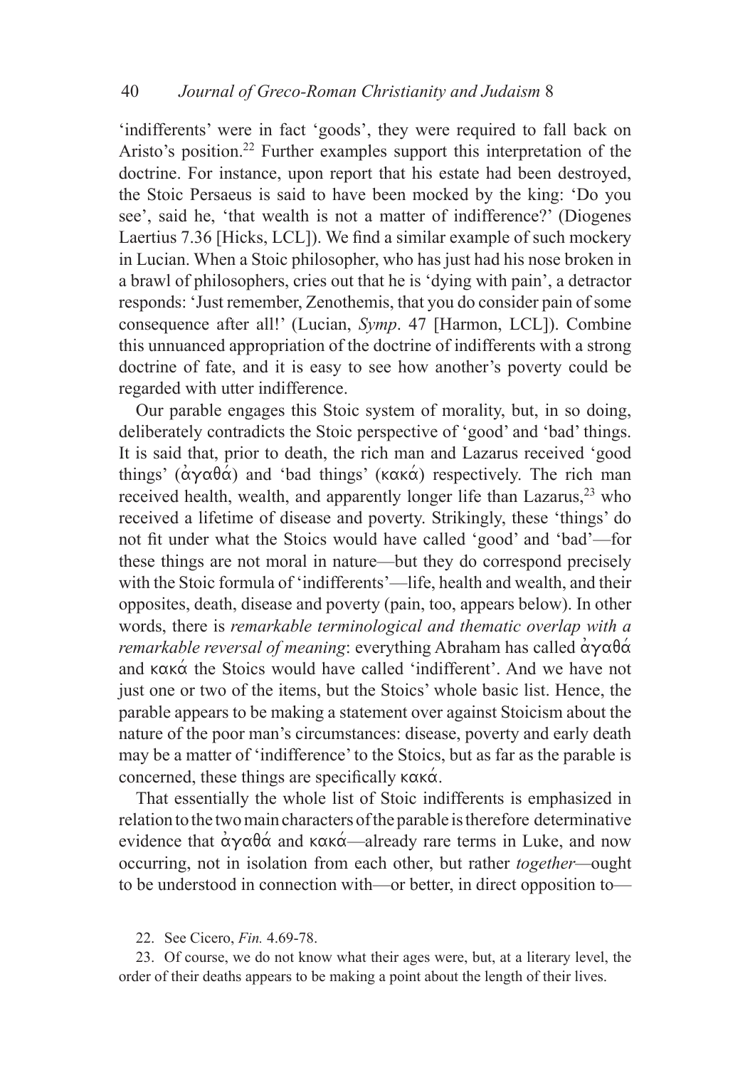'indifferents' were in fact 'goods', they were required to fall back on Aristo's position.[22] Further examples support this interpretation of the doctrine. For instance, upon report that his estate had been destroyed, the Stoic Persaeus is said to have been mocked by the king: 'Do you see', said he, 'that wealth is not a matter of indifference?' (Diogenes Laertius 7.36 [Hicks, LCL]). We find a similar example of such mockery in Lucian. When a Stoic philosopher, who has just had his nose broken in a brawl of philosophers, cries out that he is 'dying with pain', a detractor responds: 'Just remember, Zenothemis, that you do consider pain of some consequence after all!' (Lucian, *Symp*. 47 [Harmon, LCL]). Combine this unnuanced appropriation of the doctrine of indifferents with a strong doctrine of fate, and it is easy to see how another's poverty could be regarded with utter indifference.

Our parable engages this Stoic system of morality, but, in so doing, deliberately contradicts the Stoic perspective of 'good' and 'bad' things. It is said that, prior to death, the rich man and Lazarus received 'good things' (ἀγαθά) and 'bad things' (κακά) respectively. The rich man received health, wealth, and apparently longer life than Lazarus,[23] who received a lifetime of disease and poverty. Strikingly, these 'things' do not fit under what the Stoics would have called 'good' and 'bad'—for these things are not moral in nature—but they do correspond precisely with the Stoic formula of 'indifferents'—life, health and wealth, and their opposites, death, disease and poverty (pain, too, appears below). In other words, there is *remarkable terminological and thematic overlap with a remarkable reversal of meaning*: everything Abraham has called ἀγαθά and κακά the Stoics would have called 'indifferent'. And we have not just one or two of the items, but the Stoics' whole basic list. Hence, the parable appears to be making a statement over against Stoicism about the nature of the poor man's circumstances: disease, poverty and early death may be a matter of 'indifference' to the Stoics, but as far as the parable is concerned, these things are specifically κακά.

That essentially the whole list of Stoic indifferents is emphasized in relation to the two main characters of the parable is therefore determinative evidence that ἀγαθά and κακά—already rare terms in Luke, and now occurring, not in isolation from each other, but rather *together*—ought to be understood in connection with—or better, in direct opposition to—

22. See Cicero, *Fin.* 4.69-78.

23. Of course, we do not know what their ages were, but, at a literary level, the order of their deaths appears to be making a point about the length of their lives.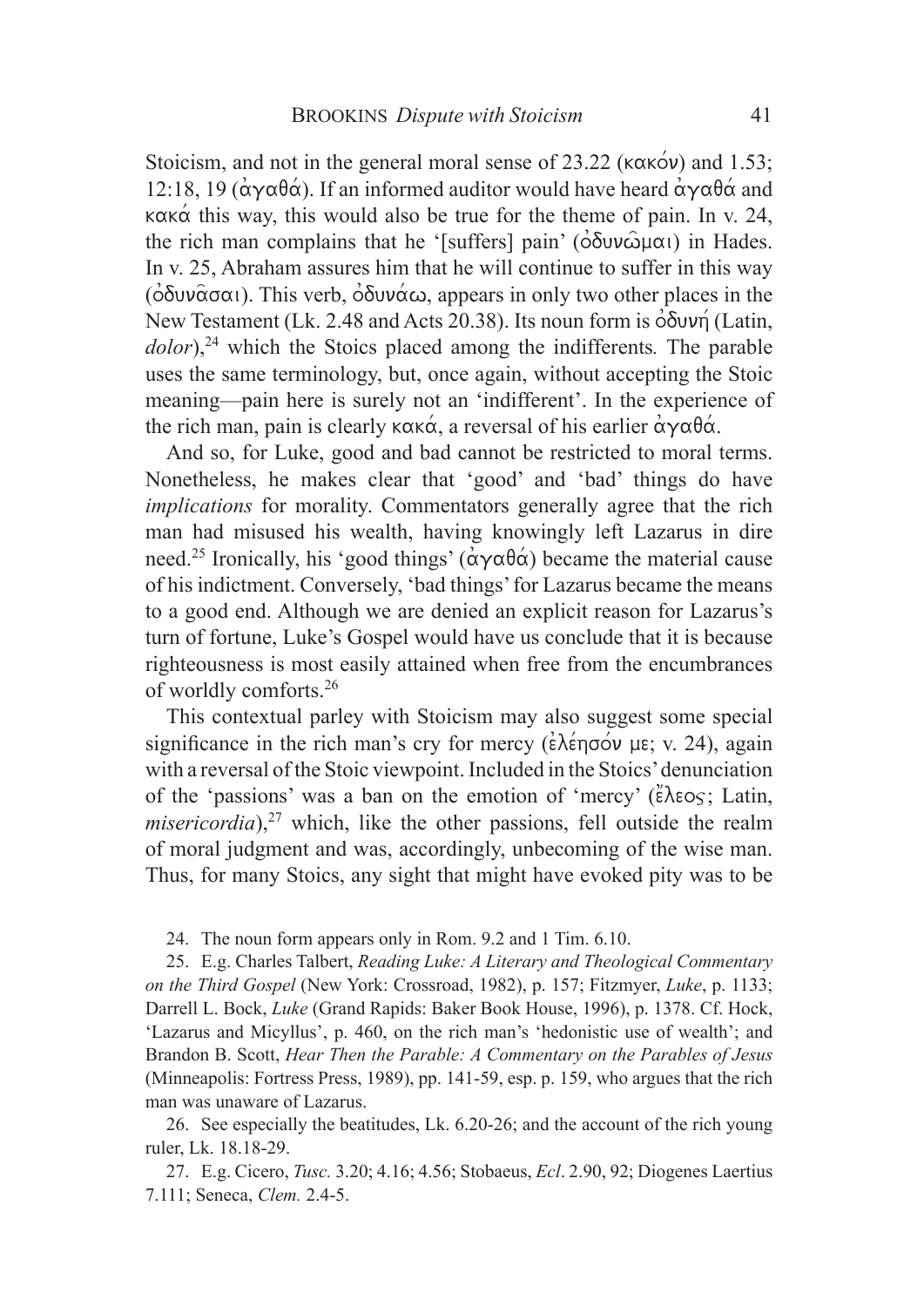Stoicism, and not in the general moral sense of 23.22 (κακόν) and 1.53; 12:18, 19 (ἀγαθά). If an informed auditor would have heard ἀγαθά and κακά this way, this would also be true for the theme of pain. In v. 24, the rich man complains that he '[suffers] pain' (ὀδυνῶμαι) in Hades. In v. 25, Abraham assures him that he will continue to suffer in this way (ὀδυνᾶσαι). This verb, ὀδυνάω, appears in only two other places in the New Testament (Lk. 2.48 and Acts 20.38). Its noun form is ὀδυνή (Latin, *dolor*),[24] which the Stoics placed among the indifferents. The parable uses the same terminology, but, once again, without accepting the Stoic meaning—pain here is surely not an 'indifferent'. In the experience of the rich man, pain is clearly κακά, a reversal of his earlier ἀγαθά.

And so, for Luke, good and bad cannot be restricted to moral terms. Nonetheless, he makes clear that 'good' and 'bad' things do have *implications* for morality. Commentators generally agree that the rich man had misused his wealth, having knowingly left Lazarus in dire need.[25] Ironically, his 'good things' (ἀγαθά) became the material cause of his indictment. Conversely, 'bad things' for Lazarus became the means to a good end. Although we are denied an explicit reason for Lazarus's turn of fortune, Luke's Gospel would have us conclude that it is because righteousness is most easily attained when free from the encumbrances of worldly comforts.[26]

This contextual parley with Stoicism may also suggest some special significance in the rich man's cry for mercy (ἐλέησόν με; v. 24), again with a reversal of the Stoic viewpoint. Included in the Stoics' denunciation of the 'passions' was a ban on the emotion of 'mercy' (ἔλεος; Latin, *misericordia*),[27] which, like the other passions, fell outside the realm of moral judgment and was, accordingly, unbecoming of the wise man. Thus, for many Stoics, any sight that might have evoked pity was to be

24. The noun form appears only in Rom. 9.2 and 1 Tim. 6.10.

25. E.g. Charles Talbert, *Reading Luke: A Literary and Theological Commentary on the Third Gospel* (New York: Crossroad, 1982), p. 157; Fitzmyer, *Luke*, p. 1133; Darrell L. Bock, *Luke* (Grand Rapids: Baker Book House, 1996), p. 1378. Cf. Hock, 'Lazarus and Micyllus', p. 460, on the rich man's 'hedonistic use of wealth'; and Brandon B. Scott, *Hear Then the Parable: A Commentary on the Parables of Jesus* (Minneapolis: Fortress Press, 1989), pp. 141-59, esp. p. 159, who argues that the rich man was unaware of Lazarus.

26. See especially the beatitudes, Lk. 6.20-26; and the account of the rich young ruler, Lk. 18.18-29.

27. E.g. Cicero, *Tusc.* 3.20; 4.16; 4.56; Stobaeus, *Ecl*. 2.90, 92; Diogenes Laertius 7.111; Seneca, *Clem.* 2.4-5.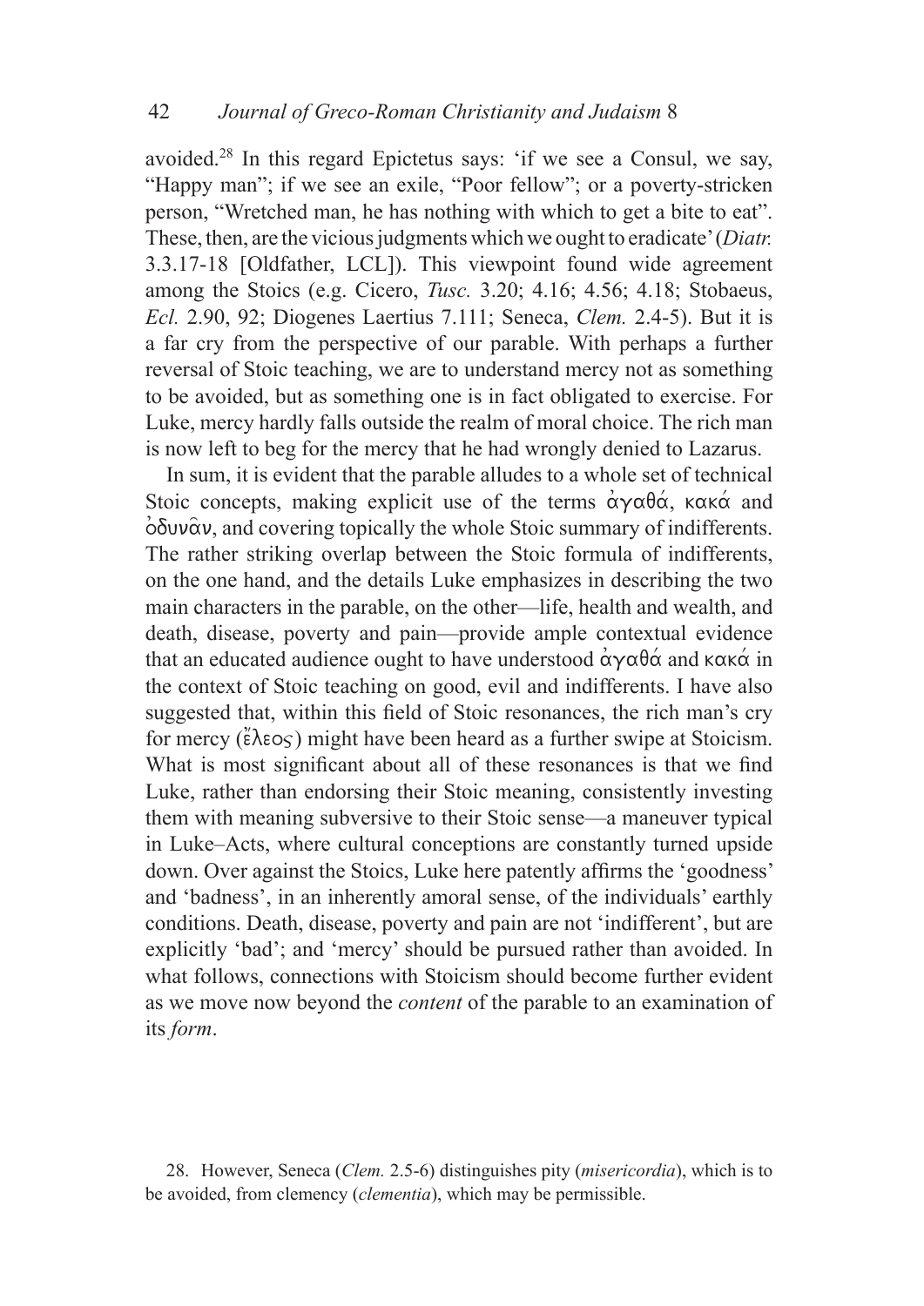avoided.[28] In this regard Epictetus says: 'if we see a Consul, we say, "Happy man"; if we see an exile, "Poor fellow"; or a poverty-stricken person, "Wretched man, he has nothing with which to get a bite to eat". These, then, are the vicious judgments which we ought to eradicate' (*Diatr.* 3.3.17-18 [Oldfather, LCL]). This viewpoint found wide agreement among the Stoics (e.g. Cicero, *Tusc.* 3.20; 4.16; 4.56; 4.18; Stobaeus, *Ecl.* 2.90, 92; Diogenes Laertius 7.111; Seneca, *Clem.* 2.4-5). But it is a far cry from the perspective of our parable. With perhaps a further reversal of Stoic teaching, we are to understand mercy not as something to be avoided, but as something one is in fact obligated to exercise. For Luke, mercy hardly falls outside the realm of moral choice. The rich man is now left to beg for the mercy that he had wrongly denied to Lazarus.

In sum, it is evident that the parable alludes to a whole set of technical Stoic concepts, making explicit use of the terms ἀγαθά, κακά and ὀδυνᾶν, and covering topically the whole Stoic summary of indifferents. The rather striking overlap between the Stoic formula of indifferents, on the one hand, and the details Luke emphasizes in describing the two main characters in the parable, on the other—life, health and wealth, and death, disease, poverty and pain—provide ample contextual evidence that an educated audience ought to have understood ἀγαθά and κακά in the context of Stoic teaching on good, evil and indifferents. I have also suggested that, within this field of Stoic resonances, the rich man's cry for mercy (ἔλεος) might have been heard as a further swipe at Stoicism. What is most significant about all of these resonances is that we find Luke, rather than endorsing their Stoic meaning, consistently investing them with meaning subversive to their Stoic sense—a maneuver typical in Luke–Acts, where cultural conceptions are constantly turned upside down. Over against the Stoics, Luke here patently affirms the 'goodness' and 'badness', in an inherently amoral sense, of the individuals' earthly conditions. Death, disease, poverty and pain are not 'indifferent', but are explicitly 'bad'; and 'mercy' should be pursued rather than avoided. In what follows, connections with Stoicism should become further evident as we move now beyond the *content* of the parable to an examination of its *form*.

28. However, Seneca (*Clem.* 2.5-6) distinguishes pity (*misericordia*), which is to be avoided, from clemency (*clementia*), which may be permissible.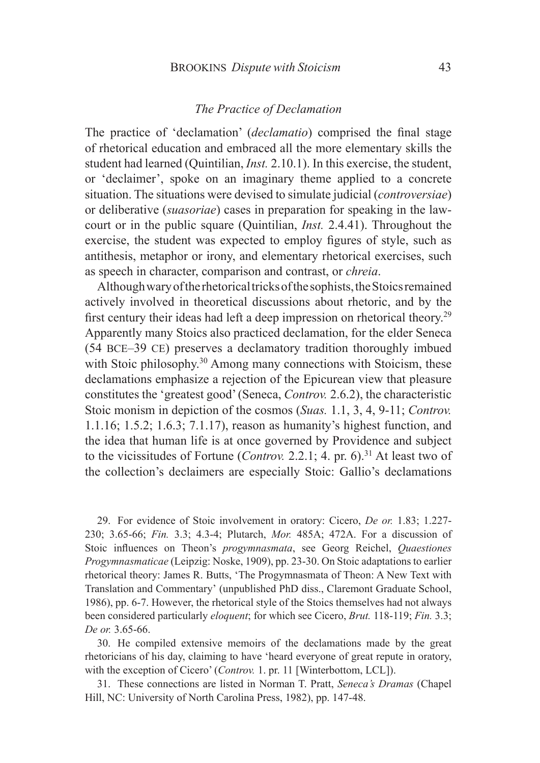### *The Practice of Declamation*

The practice of 'declamation' (*declamatio*) comprised the final stage of rhetorical education and embraced all the more elementary skills the student had learned (Quintilian, *Inst.* 2.10.1). In this exercise, the student, or 'declaimer', spoke on an imaginary theme applied to a concrete situation. The situations were devised to simulate judicial (*controversiae*) or deliberative (*suasoriae*) cases in preparation for speaking in the law-court or in the public square (Quintilian, *Inst.* 2.4.41). Throughout the exercise, the student was expected to employ figures of style, such as antithesis, metaphor or irony, and elementary rhetorical exercises, such as speech in character, comparison and contrast, or *chreia*.

Although wary of the rhetorical tricks of the sophists, the Stoics remained actively involved in theoretical discussions about rhetoric, and by the first century their ideas had left a deep impression on rhetorical theory.[29] Apparently many Stoics also practiced declamation, for the elder Seneca (54 BCE–39 CE) preserves a declamatory tradition thoroughly imbued with Stoic philosophy.[30] Among many connections with Stoicism, these declamations emphasize a rejection of the Epicurean view that pleasure constitutes the 'greatest good' (Seneca, *Controv.* 2.6.2), the characteristic Stoic monism in depiction of the cosmos (*Suas.* 1.1, 3, 4, 9-11; *Controv.* 1.1.16; 1.5.2; 1.6.3; 7.1.17), reason as humanity's highest function, and the idea that human life is at once governed by Providence and subject to the vicissitudes of Fortune (*Controv.* 2.2.1; 4. pr. 6).[31] At least two of the collection's declaimers are especially Stoic: Gallio's declamations

29. For evidence of Stoic involvement in oratory: Cicero, *De or.* 1.83; 1.227-230; 3.65-66; *Fin.* 3.3; 4.3-4; Plutarch, *Mor.* 485A; 472A. For a discussion of Stoic influences on Theon's *progymnasmata*, see Georg Reichel, *Quaestiones Progymnasmaticae* (Leipzig: Noske, 1909), pp. 23-30. On Stoic adaptations to earlier rhetorical theory: James R. Butts, 'The Progymnasmata of Theon: A New Text with Translation and Commentary' (unpublished PhD diss., Claremont Graduate School, 1986), pp. 6-7. However, the rhetorical style of the Stoics themselves had not always been considered particularly *eloquent*; for which see Cicero, *Brut.* 118-119; *Fin.* 3.3; *De or.* 3.65-66.

30. He compiled extensive memoirs of the declamations made by the great rhetoricians of his day, claiming to have 'heard everyone of great repute in oratory, with the exception of Cicero' (*Controv.* 1. pr. 11 [Winterbottom, LCL]).

31. These connections are listed in Norman T. Pratt, *Seneca's Dramas* (Chapel Hill, NC: University of North Carolina Press, 1982), pp. 147-48.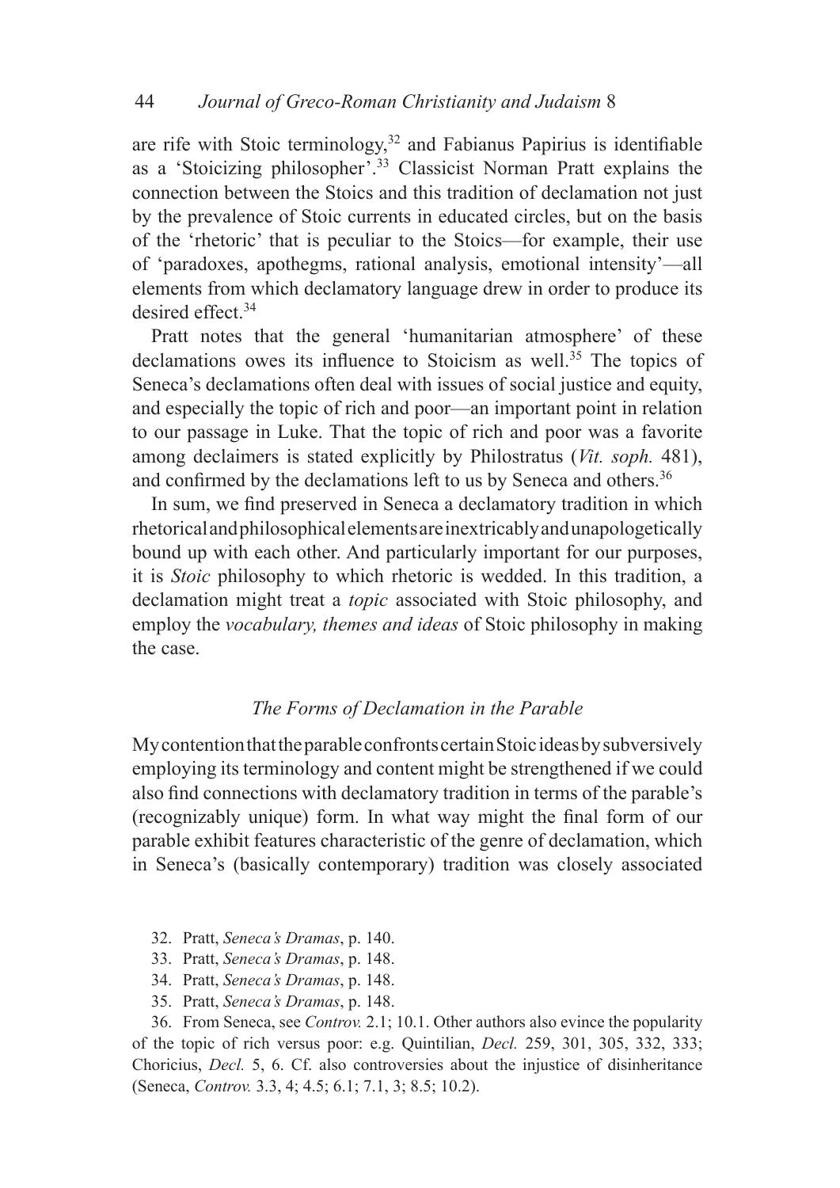are rife with Stoic terminology,[32] and Fabianus Papirius is identifiable as a 'Stoicizing philosopher'.[33] Classicist Norman Pratt explains the connection between the Stoics and this tradition of declamation not just by the prevalence of Stoic currents in educated circles, but on the basis of the 'rhetoric' that is peculiar to the Stoics—for example, their use of 'paradoxes, apothegms, rational analysis, emotional intensity'—all elements from which declamatory language drew in order to produce its desired effect.[34]

Pratt notes that the general 'humanitarian atmosphere' of these declamations owes its influence to Stoicism as well.[35] The topics of Seneca's declamations often deal with issues of social justice and equity, and especially the topic of rich and poor—an important point in relation to our passage in Luke. That the topic of rich and poor was a favorite among declaimers is stated explicitly by Philostratus (*Vit. soph.* 481), and confirmed by the declamations left to us by Seneca and others.[36]

In sum, we find preserved in Seneca a declamatory tradition in which rhetorical and philosophical elements are inextricably and unapologetically bound up with each other. And particularly important for our purposes, it is *Stoic* philosophy to which rhetoric is wedded. In this tradition, a declamation might treat a *topic* associated with Stoic philosophy, and employ the *vocabulary, themes and ideas* of Stoic philosophy in making the case.

### *The Forms of Declamation in the Parable*

My contention that the parable confronts certain Stoic ideas by subversively employing its terminology and content might be strengthened if we could also find connections with declamatory tradition in terms of the parable's (recognizably unique) form. In what way might the final form of our parable exhibit features characteristic of the genre of declamation, which in Seneca's (basically contemporary) tradition was closely associated

32. Pratt, *Seneca's Dramas*, p. 140.

33. Pratt, *Seneca's Dramas*, p. 148.

34. Pratt, *Seneca's Dramas*, p. 148.

35. Pratt, *Seneca's Dramas*, p. 148.

36. From Seneca, see *Controv.* 2.1; 10.1. Other authors also evince the popularity of the topic of rich versus poor: e.g. Quintilian, *Decl.* 259, 301, 305, 332, 333; Choricius, *Decl.* 5, 6. Cf. also controversies about the injustice of disinheritance (Seneca, *Controv.* 3.3, 4; 4.5; 6.1; 7.1, 3; 8.5; 10.2).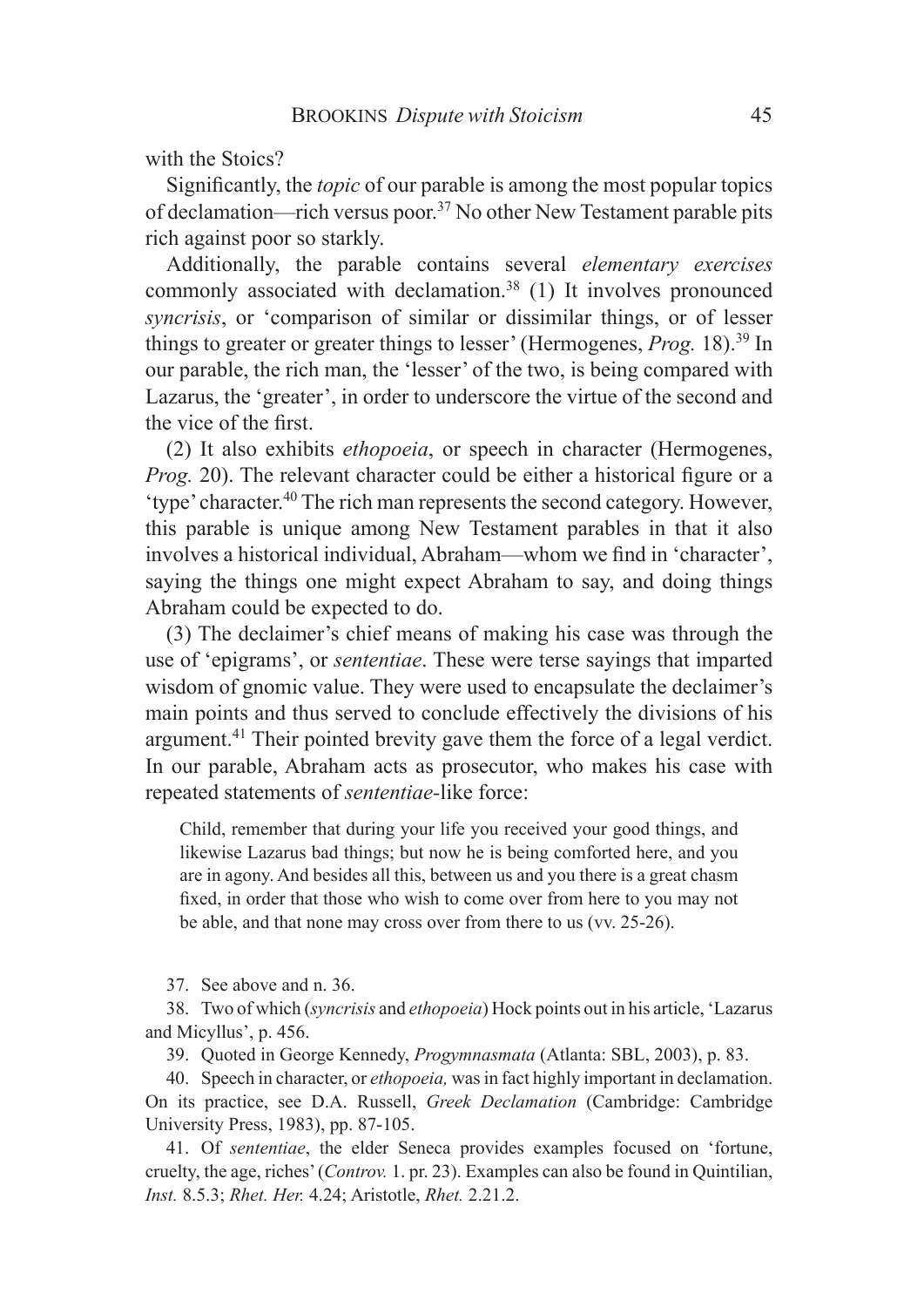with the Stoics?

Significantly, the *topic* of our parable is among the most popular topics of declamation—rich versus poor.[37] No other New Testament parable pits rich against poor so starkly.

Additionally, the parable contains several *elementary exercises* commonly associated with declamation.[38] (1) It involves pronounced *syncrisis*, or 'comparison of similar or dissimilar things, or of lesser things to greater or greater things to lesser' (Hermogenes, *Prog.* 18).[39] In our parable, the rich man, the 'lesser' of the two, is being compared with Lazarus, the 'greater', in order to underscore the virtue of the second and the vice of the first.

(2) It also exhibits *ethopoeia*, or speech in character (Hermogenes, *Prog.* 20). The relevant character could be either a historical figure or a 'type' character.[40] The rich man represents the second category. However, this parable is unique among New Testament parables in that it also involves a historical individual, Abraham—whom we find in 'character', saying the things one might expect Abraham to say, and doing things Abraham could be expected to do.

(3) The declaimer's chief means of making his case was through the use of 'epigrams', or *sententiae*. These were terse sayings that imparted wisdom of gnomic value. They were used to encapsulate the declaimer's main points and thus served to conclude effectively the divisions of his argument.[41] Their pointed brevity gave them the force of a legal verdict. In our parable, Abraham acts as prosecutor, who makes his case with repeated statements of *sententiae*-like force:

> Child, remember that during your life you received your good things, and likewise Lazarus bad things; but now he is being comforted here, and you are in agony. And besides all this, between us and you there is a great chasm fixed, in order that those who wish to come over from here to you may not be able, and that none may cross over from there to us (vv. 25-26).

37. See above and n. 36.

38. Two of which (*syncrisis* and *ethopoeia*) Hock points out in his article, 'Lazarus and Micyllus', p. 456.

39. Quoted in George Kennedy, *Progymnasmata* (Atlanta: SBL, 2003), p. 83.

40. Speech in character, or *ethopoeia,* was in fact highly important in declamation. On its practice, see D.A. Russell, *Greek Declamation* (Cambridge: Cambridge University Press, 1983), pp. 87-105.

41. Of *sententiae*, the elder Seneca provides examples focused on 'fortune, cruelty, the age, riches' (*Controv.* 1. pr. 23). Examples can also be found in Quintilian, *Inst.* 8.5.3; *Rhet. Her.* 4.24; Aristotle, *Rhet.* 2.21.2.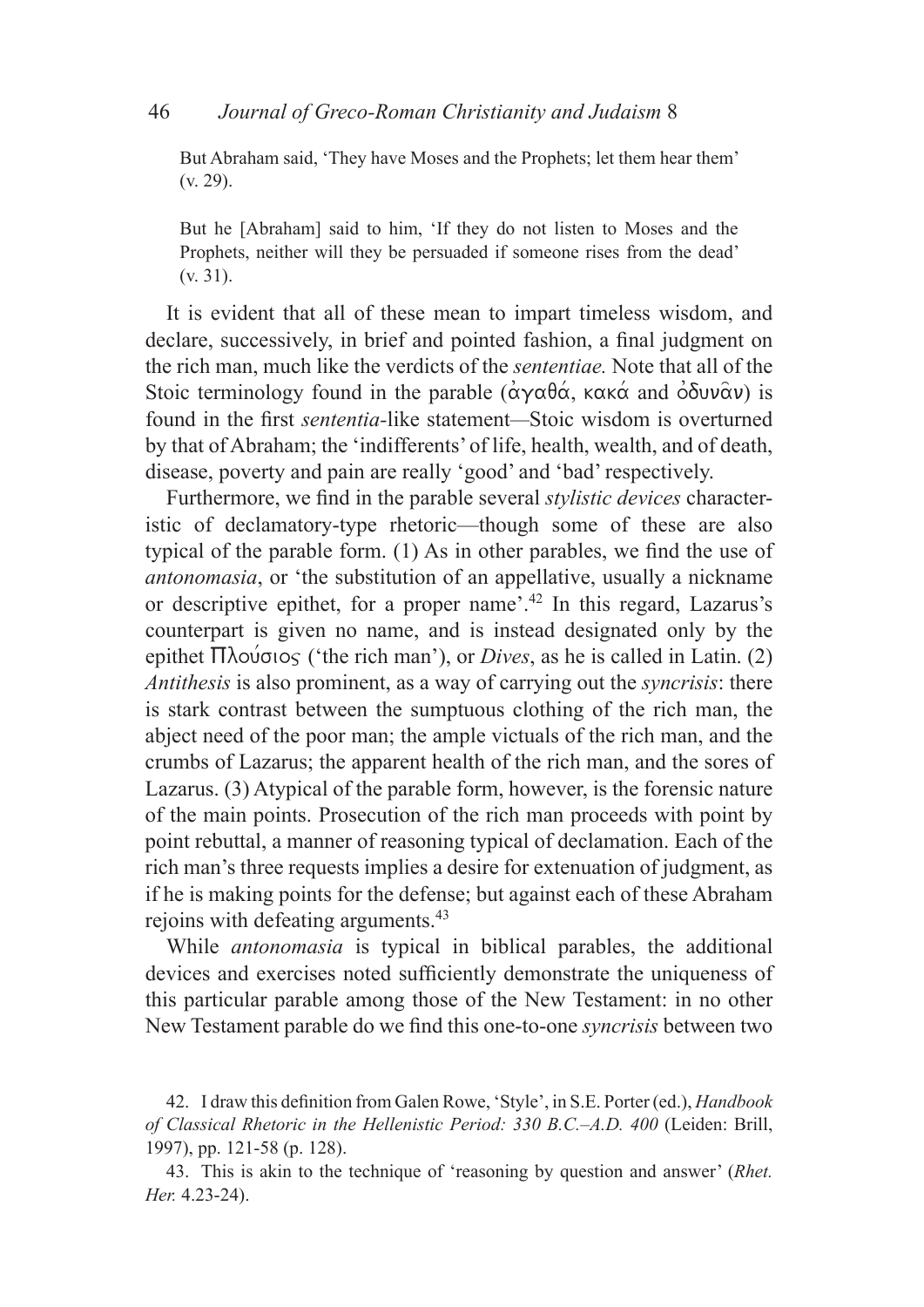> But Abraham said, 'They have Moses and the Prophets; let them hear them' (v. 29).

> But he [Abraham] said to him, 'If they do not listen to Moses and the Prophets, neither will they be persuaded if someone rises from the dead' (v. 31).

It is evident that all of these mean to impart timeless wisdom, and declare, successively, in brief and pointed fashion, a final judgment on the rich man, much like the verdicts of the *sententiae.* Note that all of the Stoic terminology found in the parable (ἀγαθά, κακά and ὀδυνᾶν) is found in the first *sententia*-like statement—Stoic wisdom is overturned by that of Abraham; the 'indifferents' of life, health, wealth, and of death, disease, poverty and pain are really 'good' and 'bad' respectively.

Furthermore, we find in the parable several *stylistic devices* characteristic of declamatory-type rhetoric—though some of these are also typical of the parable form. (1) As in other parables, we find the use of *antonomasia*, or 'the substitution of an appellative, usually a nickname or descriptive epithet, for a proper name'.[42] In this regard, Lazarus's counterpart is given no name, and is instead designated only by the epithet Πλούσιος ('the rich man'), or *Dives*, as he is called in Latin. (2) *Antithesis* is also prominent, as a way of carrying out the *syncrisis*: there is stark contrast between the sumptuous clothing of the rich man, the abject need of the poor man; the ample victuals of the rich man, and the crumbs of Lazarus; the apparent health of the rich man, and the sores of Lazarus. (3) Atypical of the parable form, however, is the forensic nature of the main points. Prosecution of the rich man proceeds with point by point rebuttal, a manner of reasoning typical of declamation. Each of the rich man's three requests implies a desire for extenuation of judgment, as if he is making points for the defense; but against each of these Abraham rejoins with defeating arguments.[43]

While *antonomasia* is typical in biblical parables, the additional devices and exercises noted sufficiently demonstrate the uniqueness of this particular parable among those of the New Testament: in no other New Testament parable do we find this one-to-one *syncrisis* between two

42. I draw this definition from Galen Rowe, 'Style', in S.E. Porter (ed.), *Handbook of Classical Rhetoric in the Hellenistic Period: 330 B.C.–A.D. 400* (Leiden: Brill, 1997), pp. 121-58 (p. 128).

43. This is akin to the technique of 'reasoning by question and answer' (*Rhet. Her.* 4.23-24).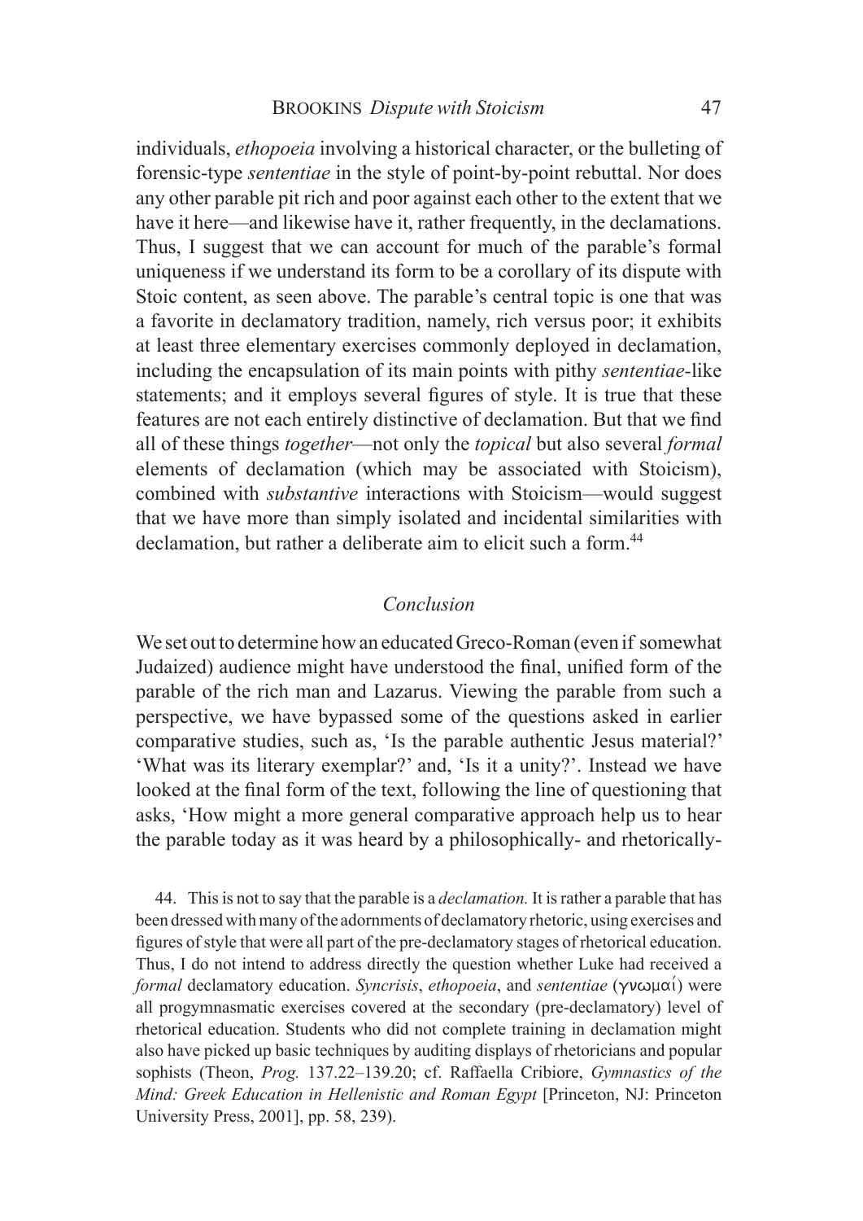individuals, *ethopoeia* involving a historical character, or the bulleting of forensic-type *sententiae* in the style of point-by-point rebuttal. Nor does any other parable pit rich and poor against each other to the extent that we have it here—and likewise have it, rather frequently, in the declamations. Thus, I suggest that we can account for much of the parable's formal uniqueness if we understand its form to be a corollary of its dispute with Stoic content, as seen above. The parable's central topic is one that was a favorite in declamatory tradition, namely, rich versus poor; it exhibits at least three elementary exercises commonly deployed in declamation, including the encapsulation of its main points with pithy *sententiae*-like statements; and it employs several figures of style. It is true that these features are not each entirely distinctive of declamation. But that we find all of these things *together*—not only the *topical* but also several *formal* elements of declamation (which may be associated with Stoicism), combined with *substantive* interactions with Stoicism—would suggest that we have more than simply isolated and incidental similarities with declamation, but rather a deliberate aim to elicit such a form.[44]

## *Conclusion*

We set out to determine how an educated Greco-Roman (even if somewhat Judaized) audience might have understood the final, unified form of the parable of the rich man and Lazarus. Viewing the parable from such a perspective, we have bypassed some of the questions asked in earlier comparative studies, such as, 'Is the parable authentic Jesus material?' 'What was its literary exemplar?' and, 'Is it a unity?'. Instead we have looked at the final form of the text, following the line of questioning that asks, 'How might a more general comparative approach help us to hear the parable today as it was heard by a philosophically- and rhetorically-

44. This is not to say that the parable is a *declamation.* It is rather a parable that has been dressed with many of the adornments of declamatory rhetoric, using exercises and figures of style that were all part of the pre-declamatory stages of rhetorical education. Thus, I do not intend to address directly the question whether Luke had received a *formal* declamatory education. *Syncrisis*, *ethopoeia*, and *sententiae* (γνωμαί) were all progymnasmatic exercises covered at the secondary (pre-declamatory) level of rhetorical education. Students who did not complete training in declamation might also have picked up basic techniques by auditing displays of rhetoricians and popular sophists (Theon, *Prog.* 137.22–139.20; cf. Raffaella Cribiore, *Gymnastics of the Mind: Greek Education in Hellenistic and Roman Egypt* [Princeton, NJ: Princeton University Press, 2001], pp. 58, 239).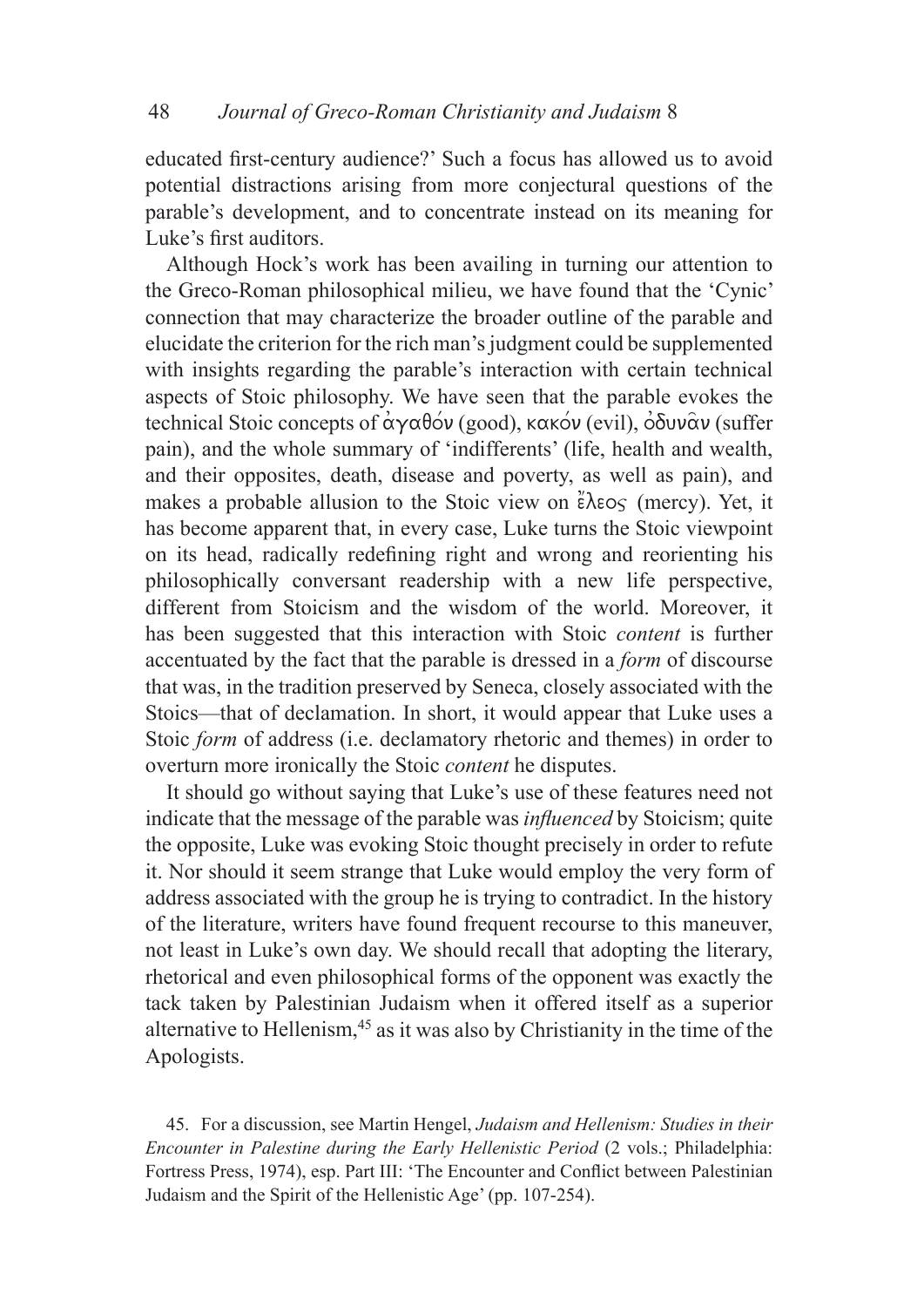educated first-century audience?' Such a focus has allowed us to avoid potential distractions arising from more conjectural questions of the parable's development, and to concentrate instead on its meaning for Luke's first auditors.

Although Hock's work has been availing in turning our attention to the Greco-Roman philosophical milieu, we have found that the 'Cynic' connection that may characterize the broader outline of the parable and elucidate the criterion for the rich man's judgment could be supplemented with insights regarding the parable's interaction with certain technical aspects of Stoic philosophy. We have seen that the parable evokes the technical Stoic concepts of ἀγαθόν (good), κακόν (evil), ὀδυνᾶν (suffer pain), and the whole summary of 'indifferents' (life, health and wealth, and their opposites, death, disease and poverty, as well as pain), and makes a probable allusion to the Stoic view on ἔλεος (mercy). Yet, it has become apparent that, in every case, Luke turns the Stoic viewpoint on its head, radically redefining right and wrong and reorienting his philosophically conversant readership with a new life perspective, different from Stoicism and the wisdom of the world. Moreover, it has been suggested that this interaction with Stoic *content* is further accentuated by the fact that the parable is dressed in a *form* of discourse that was, in the tradition preserved by Seneca, closely associated with the Stoics—that of declamation. In short, it would appear that Luke uses a Stoic *form* of address (i.e. declamatory rhetoric and themes) in order to overturn more ironically the Stoic *content* he disputes.

It should go without saying that Luke's use of these features need not indicate that the message of the parable was *influenced* by Stoicism; quite the opposite, Luke was evoking Stoic thought precisely in order to refute it. Nor should it seem strange that Luke would employ the very form of address associated with the group he is trying to contradict. In the history of the literature, writers have found frequent recourse to this maneuver, not least in Luke's own day. We should recall that adopting the literary, rhetorical and even philosophical forms of the opponent was exactly the tack taken by Palestinian Judaism when it offered itself as a superior alternative to Hellenism,[45] as it was also by Christianity in the time of the Apologists.

45. For a discussion, see Martin Hengel, *Judaism and Hellenism: Studies in their Encounter in Palestine during the Early Hellenistic Period* (2 vols.; Philadelphia: Fortress Press, 1974), esp. Part III: 'The Encounter and Conflict between Palestinian Judaism and the Spirit of the Hellenistic Age' (pp. 107-254).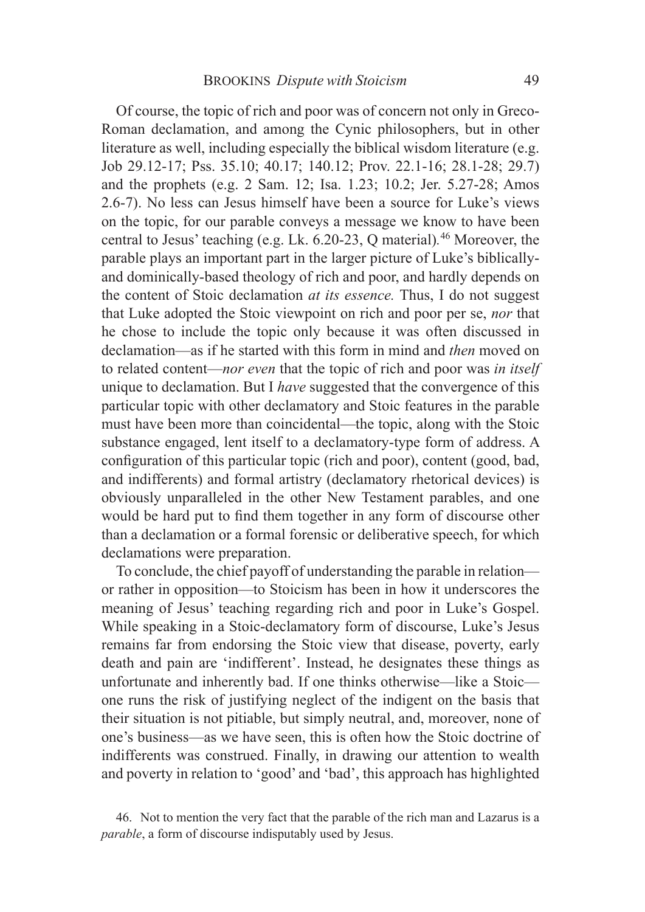Of course, the topic of rich and poor was of concern not only in Greco-Roman declamation, and among the Cynic philosophers, but in other literature as well, including especially the biblical wisdom literature (e.g. Job 29.12-17; Pss. 35.10; 40.17; 140.12; Prov. 22.1-16; 28.1-28; 29.7) and the prophets (e.g. 2 Sam. 12; Isa. 1.23; 10.2; Jer. 5.27-28; Amos 2.6-7). No less can Jesus himself have been a source for Luke's views on the topic, for our parable conveys a message we know to have been central to Jesus' teaching (e.g. Lk. 6.20-23, Q material).[46] Moreover, the parable plays an important part in the larger picture of Luke's biblically- and dominically-based theology of rich and poor, and hardly depends on the content of Stoic declamation *at its essence.* Thus, I do not suggest that Luke adopted the Stoic viewpoint on rich and poor per se, *nor* that he chose to include the topic only because it was often discussed in declamation—as if he started with this form in mind and *then* moved on to related content—*nor even* that the topic of rich and poor was *in itself* unique to declamation. But I *have* suggested that the convergence of this particular topic with other declamatory and Stoic features in the parable must have been more than coincidental—the topic, along with the Stoic substance engaged, lent itself to a declamatory-type form of address. A configuration of this particular topic (rich and poor), content (good, bad, and indifferents) and formal artistry (declamatory rhetorical devices) is obviously unparalleled in the other New Testament parables, and one would be hard put to find them together in any form of discourse other than a declamation or a formal forensic or deliberative speech, for which declamations were preparation.

To conclude, the chief payoff of understanding the parable in relation—or rather in opposition—to Stoicism has been in how it underscores the meaning of Jesus' teaching regarding rich and poor in Luke's Gospel. While speaking in a Stoic-declamatory form of discourse, Luke's Jesus remains far from endorsing the Stoic view that disease, poverty, early death and pain are 'indifferent'. Instead, he designates these things as unfortunate and inherently bad. If one thinks otherwise—like a Stoic—one runs the risk of justifying neglect of the indigent on the basis that their situation is not pitiable, but simply neutral, and, moreover, none of one's business—as we have seen, this is often how the Stoic doctrine of indifferents was construed. Finally, in drawing our attention to wealth and poverty in relation to 'good' and 'bad', this approach has highlighted

46. Not to mention the very fact that the parable of the rich man and Lazarus is a *parable*, a form of discourse indisputably used by Jesus.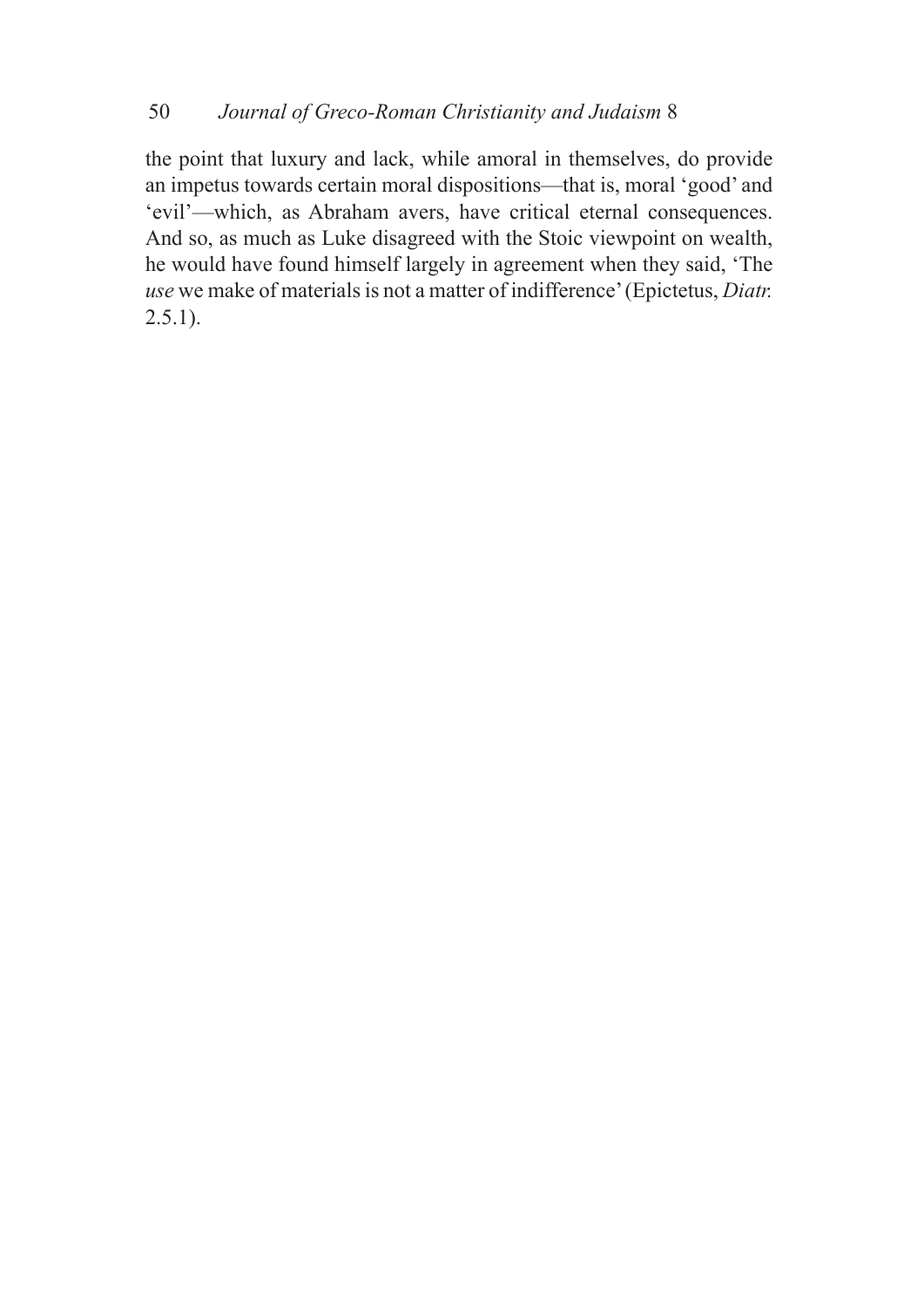the point that luxury and lack, while amoral in themselves, do provide an impetus towards certain moral dispositions—that is, moral 'good' and 'evil'—which, as Abraham avers, have critical eternal consequences. And so, as much as Luke disagreed with the Stoic viewpoint on wealth, he would have found himself largely in agreement when they said, 'The *use* we make of materials is not a matter of indifference' (Epictetus, *Diatr.* 2.5.1).